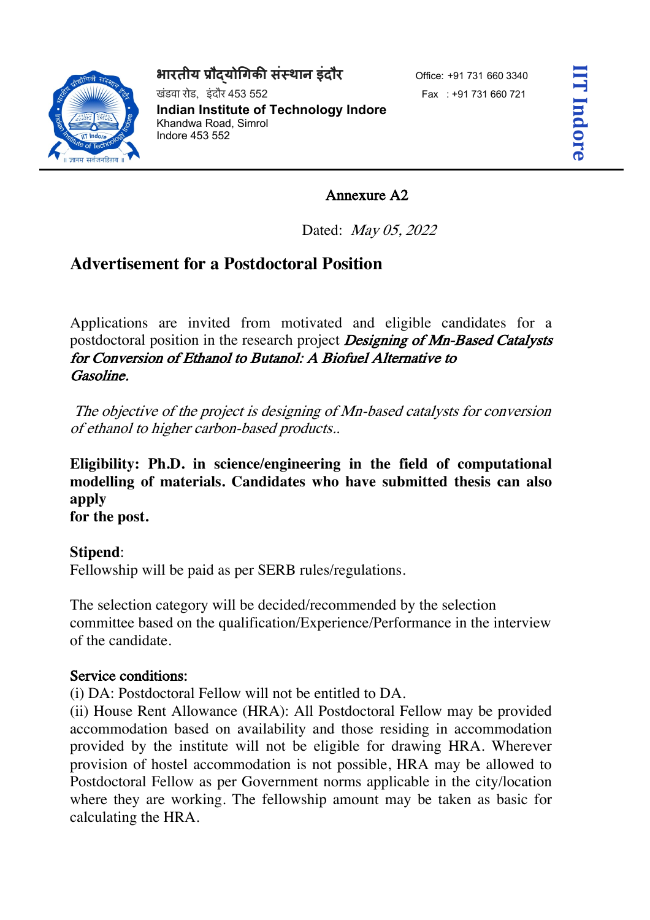भारतीय प्रौद्योगिकी संस्थान इंदौर
खंडवा रोड, इंदौर 453 552
**Indian Institute of Technology Indore**
Khandwa Road, Simrol
Indore 453 552

Office: +91 731 660 3340
Fax : +91 731 660 721

**IIT Indore**

Annexure A2

Dated: *May 05, 2022*

## Advertisement for a Postdoctoral Position

Applications are invited from motivated and eligible candidates for a postdoctoral position in the research project ***Designing of Mn-Based Catalysts for Conversion of Ethanol to Butanol: A Biofuel Alternative to Gasoline.***

*The objective of the project is designing of Mn-based catalysts for conversion of ethanol to higher carbon-based products..*

**Eligibility: Ph.D. in science/engineering in the field of computational modelling of materials. Candidates who have submitted thesis can also apply for the post.**

**Stipend**:
Fellowship will be paid as per SERB rules/regulations.

The selection category will be decided/recommended by the selection committee based on the qualification/Experience/Performance in the interview of the candidate.

Service conditions:
(i) DA: Postdoctoral Fellow will not be entitled to DA.
(ii) House Rent Allowance (HRA): All Postdoctoral Fellow may be provided accommodation based on availability and those residing in accommodation provided by the institute will not be eligible for drawing HRA. Wherever provision of hostel accommodation is not possible, HRA may be allowed to Postdoctoral Fellow as per Government norms applicable in the city/location where they are working. The fellowship amount may be taken as basic for calculating the HRA.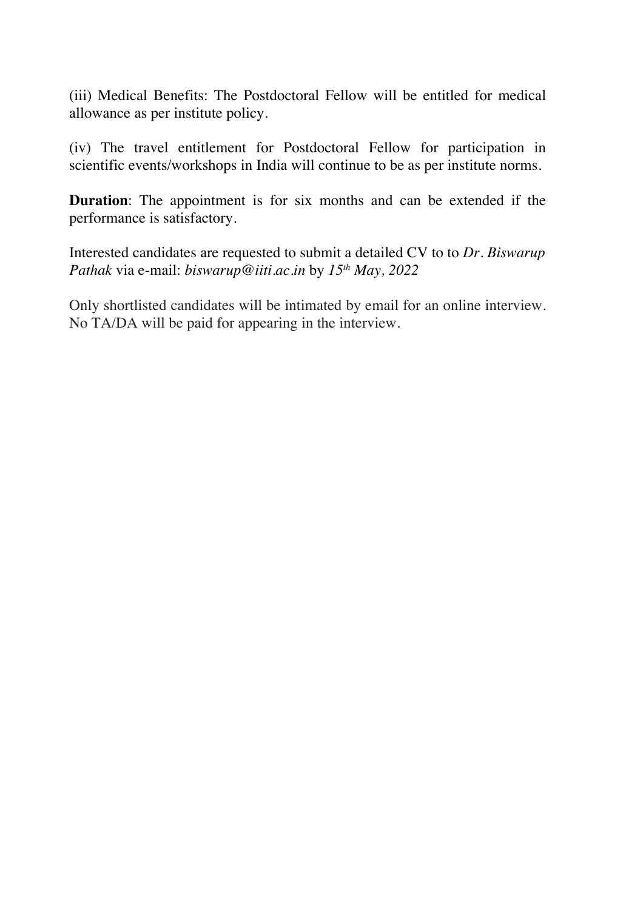(iii) Medical Benefits: The Postdoctoral Fellow will be entitled for medical allowance as per institute policy.

(iv) The travel entitlement for Postdoctoral Fellow for participation in scientific events/workshops in India will continue to be as per institute norms.

**Duration**: The appointment is for six months and can be extended if the performance is satisfactory.

Interested candidates are requested to submit a detailed CV to to *Dr. Biswarup Pathak* via e-mail: *biswarup@iiti.ac.in* by *15th May, 2022*

Only shortlisted candidates will be intimated by email for an online interview. No TA/DA will be paid for appearing in the interview.